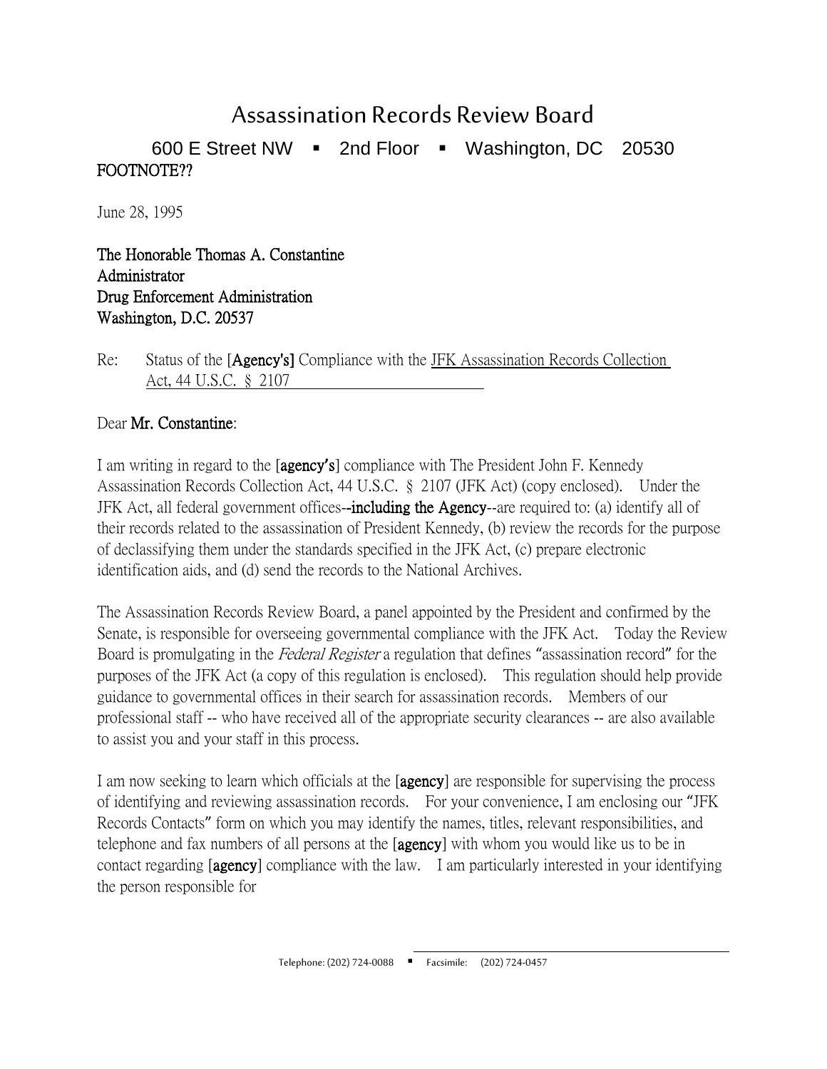# Assassination Records Review Board

600 E Street NW ▪ 2nd Floor ▪ Washington, DC 20530

**FOOTNOTE??**

June 28, 1995

**The Honorable Thomas A. Constantine**
**Administrator**
**Drug Enforcement Administration**
**Washington, D.C. 20537**

Re: Status of the [**Agency's**] Compliance with the JFK Assassination Records Collection Act, 44 U.S.C. § 2107

Dear **Mr. Constantine**:

I am writing in regard to the [**agency's**] compliance with The President John F. Kennedy Assassination Records Collection Act, 44 U.S.C. § 2107 (JFK Act) (copy enclosed). Under the JFK Act, all federal government offices--**including the Agency**--are required to: (a) identify all of their records related to the assassination of President Kennedy, (b) review the records for the purpose of declassifying them under the standards specified in the JFK Act, (c) prepare electronic identification aids, and (d) send the records to the National Archives.

The Assassination Records Review Board, a panel appointed by the President and confirmed by the Senate, is responsible for overseeing governmental compliance with the JFK Act. Today the Review Board is promulgating in the *Federal Register* a regulation that defines "assassination record" for the purposes of the JFK Act (a copy of this regulation is enclosed). This regulation should help provide guidance to governmental offices in their search for assassination records. Members of our professional staff -- who have received all of the appropriate security clearances -- are also available to assist you and your staff in this process.

I am now seeking to learn which officials at the [**agency**] are responsible for supervising the process of identifying and reviewing assassination records. For your convenience, I am enclosing our "JFK Records Contacts" form on which you may identify the names, titles, relevant responsibilities, and telephone and fax numbers of all persons at the [**agency**] with whom you would like us to be in contact regarding [**agency**] compliance with the law. I am particularly interested in your identifying the person responsible for

Telephone: (202) 724-0088 ▪ Facsimile: (202) 724-0457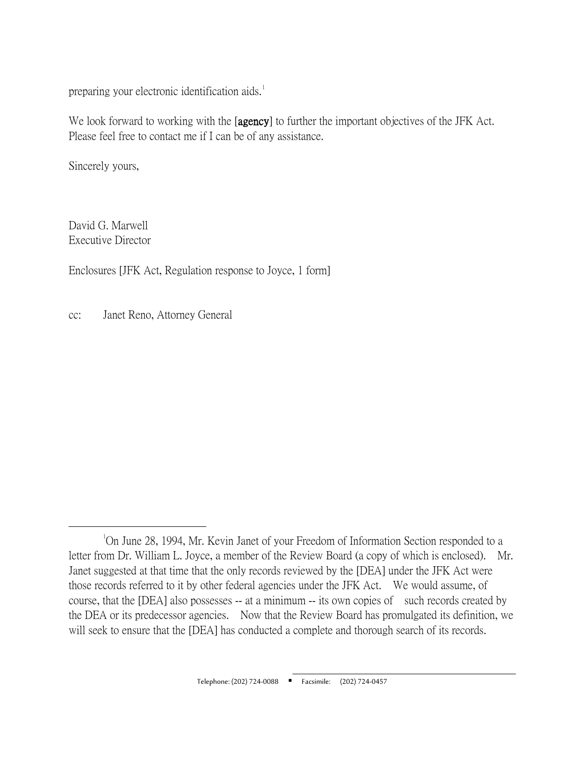preparing your electronic identification aids.[1]

We look forward to working with the [agency] to further the important objectives of the JFK Act. Please feel free to contact me if I can be of any assistance.

Sincerely yours,

David G. Marwell
Executive Director

Enclosures [JFK Act, Regulation response to Joyce, 1 form]

cc: Janet Reno, Attorney General

---

[1] On June 28, 1994, Mr. Kevin Janet of your Freedom of Information Section responded to a letter from Dr. William L. Joyce, a member of the Review Board (a copy of which is enclosed). Mr. Janet suggested at that time that the only records reviewed by the [DEA] under the JFK Act were those records referred to it by other federal agencies under the JFK Act. We would assume, of course, that the [DEA] also possesses -- at a minimum -- its own copies of such records created by the DEA or its predecessor agencies. Now that the Review Board has promulgated its definition, we will seek to ensure that the [DEA] has conducted a complete and thorough search of its records.

Telephone: (202) 724-0088 ▪ Facsimile: (202) 724-0457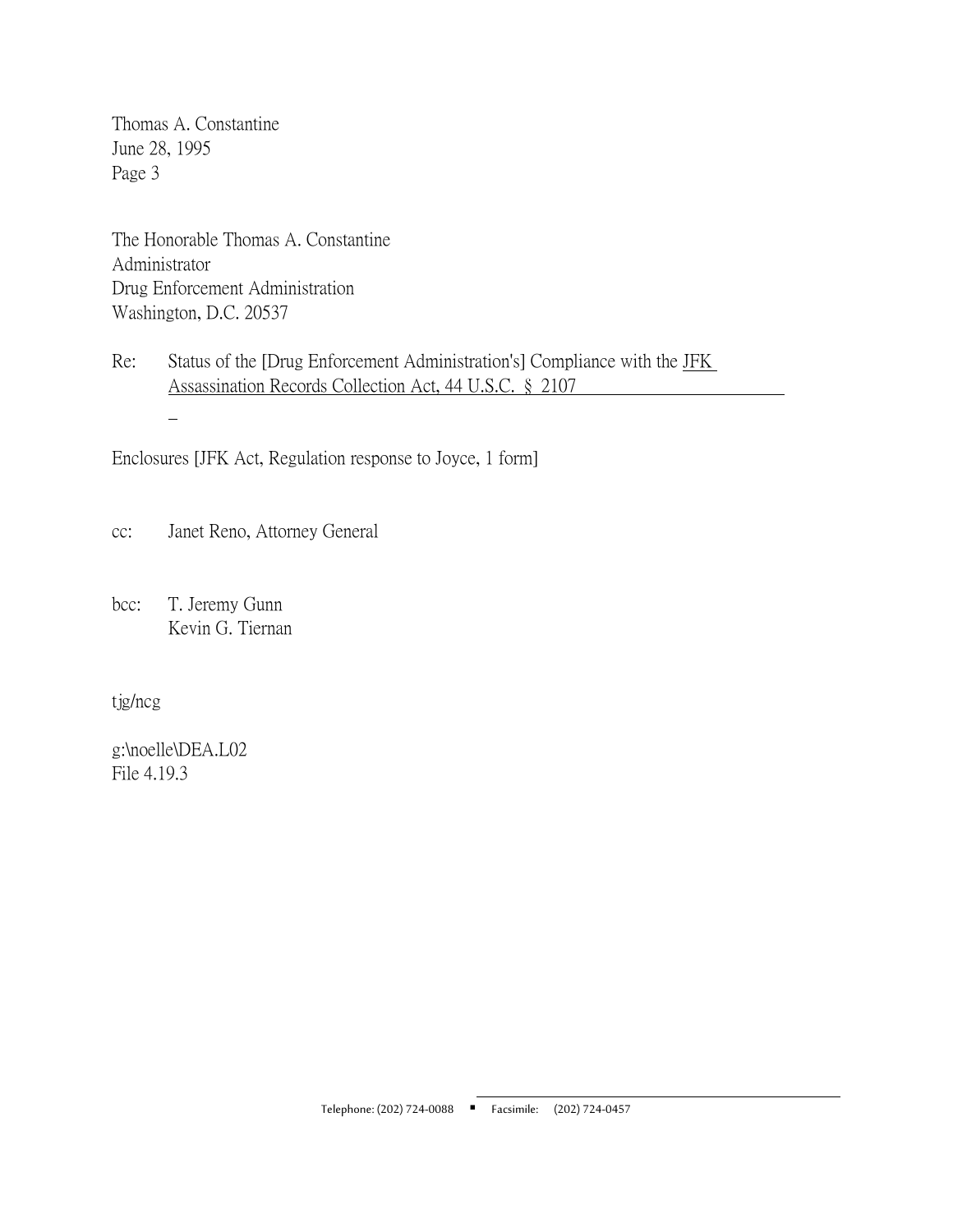The Honorable Thomas A. Constantine
Administrator
Drug Enforcement Administration
Washington, D.C. 20537

Re: Status of the [Drug Enforcement Administration's] Compliance with the JFK Assassination Records Collection Act, 44 U.S.C. § 2107

Enclosures [JFK Act, Regulation response to Joyce, 1 form]

cc: Janet Reno, Attorney General

bcc: T. Jeremy Gunn
Kevin G. Tiernan

tjg/ncg

g:\noelle\DEA.L02
File 4.19.3